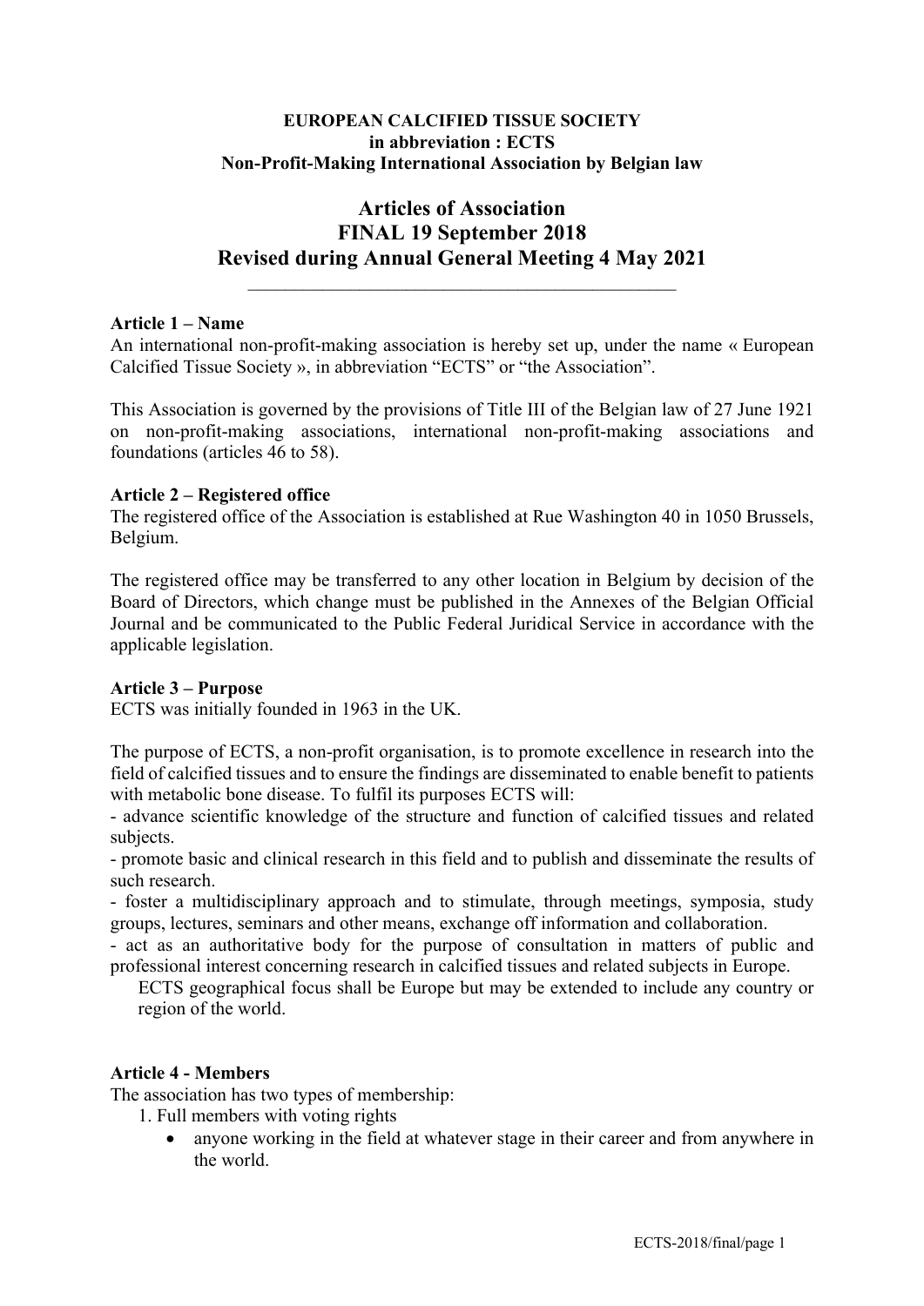**EUROPEAN CALCIFIED TISSUE SOCIETY**
**in abbreviation : ECTS**
**Non-Profit-Making International Association by Belgian law**

# Articles of Association
# FINAL 19 September 2018
# Revised during Annual General Meeting 4 May 2021

---

**Article 1 – Name**

An international non-profit-making association is hereby set up, under the name « European Calcified Tissue Society », in abbreviation "ECTS" or "the Association".

This Association is governed by the provisions of Title III of the Belgian law of 27 June 1921 on non-profit-making associations, international non-profit-making associations and foundations (articles 46 to 58).

**Article 2 – Registered office**

The registered office of the Association is established at Rue Washington 40 in 1050 Brussels, Belgium.

The registered office may be transferred to any other location in Belgium by decision of the Board of Directors, which change must be published in the Annexes of the Belgian Official Journal and be communicated to the Public Federal Juridical Service in accordance with the applicable legislation.

**Article 3 – Purpose**

ECTS was initially founded in 1963 in the UK.

The purpose of ECTS, a non-profit organisation, is to promote excellence in research into the field of calcified tissues and to ensure the findings are disseminated to enable benefit to patients with metabolic bone disease. To fulfil its purposes ECTS will:

- advance scientific knowledge of the structure and function of calcified tissues and related subjects.
- promote basic and clinical research in this field and to publish and disseminate the results of such research.
- foster a multidisciplinary approach and to stimulate, through meetings, symposia, study groups, lectures, seminars and other means, exchange off information and collaboration.
- act as an authoritative body for the purpose of consultation in matters of public and professional interest concerning research in calcified tissues and related subjects in Europe.

ECTS geographical focus shall be Europe but may be extended to include any country or region of the world.

**Article 4 - Members**

The association has two types of membership:

1. Full members with voting rights
   - anyone working in the field at whatever stage in their career and from anywhere in the world.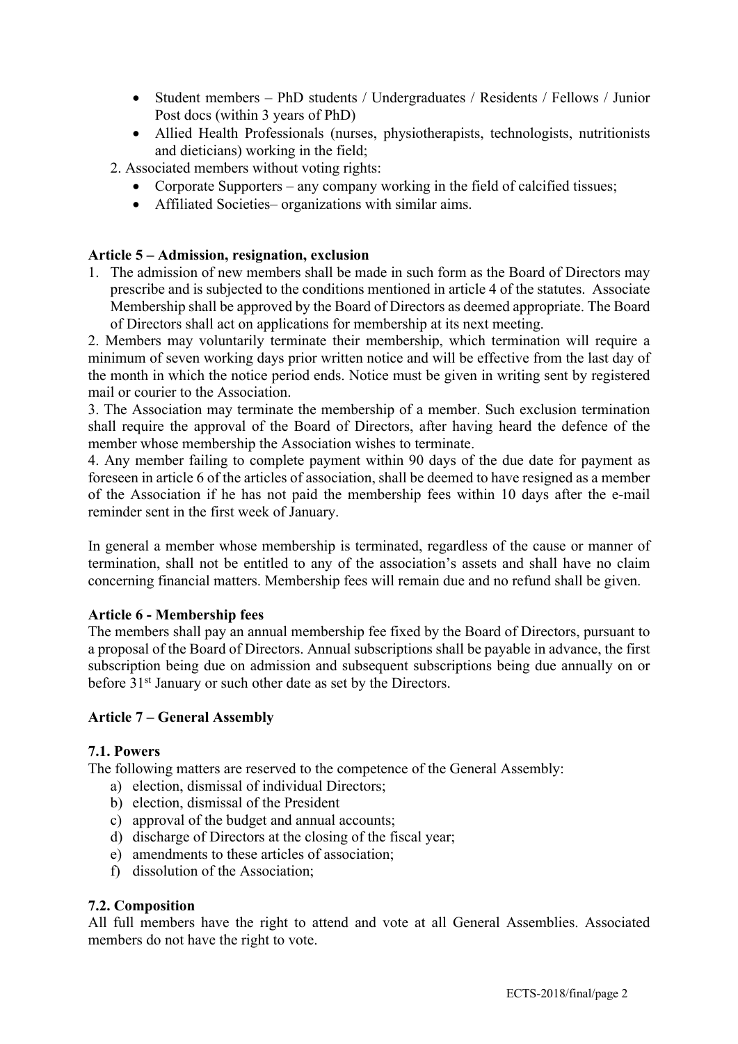- Student members – PhD students / Undergraduates / Residents / Fellows / Junior Post docs (within 3 years of PhD)
- Allied Health Professionals (nurses, physiotherapists, technologists, nutritionists and dieticians) working in the field;

2. Associated members without voting rights:
   - Corporate Supporters – any company working in the field of calcified tissues;
   - Affiliated Societies– organizations with similar aims.

**Article 5 – Admission, resignation, exclusion**

1. The admission of new members shall be made in such form as the Board of Directors may prescribe and is subjected to the conditions mentioned in article 4 of the statutes. Associate Membership shall be approved by the Board of Directors as deemed appropriate. The Board of Directors shall act on applications for membership at its next meeting.

2. Members may voluntarily terminate their membership, which termination will require a minimum of seven working days prior written notice and will be effective from the last day of the month in which the notice period ends. Notice must be given in writing sent by registered mail or courier to the Association.

3. The Association may terminate the membership of a member. Such exclusion termination shall require the approval of the Board of Directors, after having heard the defence of the member whose membership the Association wishes to terminate.

4. Any member failing to complete payment within 90 days of the due date for payment as foreseen in article 6 of the articles of association, shall be deemed to have resigned as a member of the Association if he has not paid the membership fees within 10 days after the e-mail reminder sent in the first week of January.

In general a member whose membership is terminated, regardless of the cause or manner of termination, shall not be entitled to any of the association's assets and shall have no claim concerning financial matters. Membership fees will remain due and no refund shall be given.

**Article 6 - Membership fees**

The members shall pay an annual membership fee fixed by the Board of Directors, pursuant to a proposal of the Board of Directors. Annual subscriptions shall be payable in advance, the first subscription being due on admission and subsequent subscriptions being due annually on or before 31st January or such other date as set by the Directors.

**Article 7 – General Assembly**

**7.1. Powers**

The following matters are reserved to the competence of the General Assembly:

a) election, dismissal of individual Directors;
b) election, dismissal of the President
c) approval of the budget and annual accounts;
d) discharge of Directors at the closing of the fiscal year;
e) amendments to these articles of association;
f) dissolution of the Association;

**7.2. Composition**

All full members have the right to attend and vote at all General Assemblies. Associated members do not have the right to vote.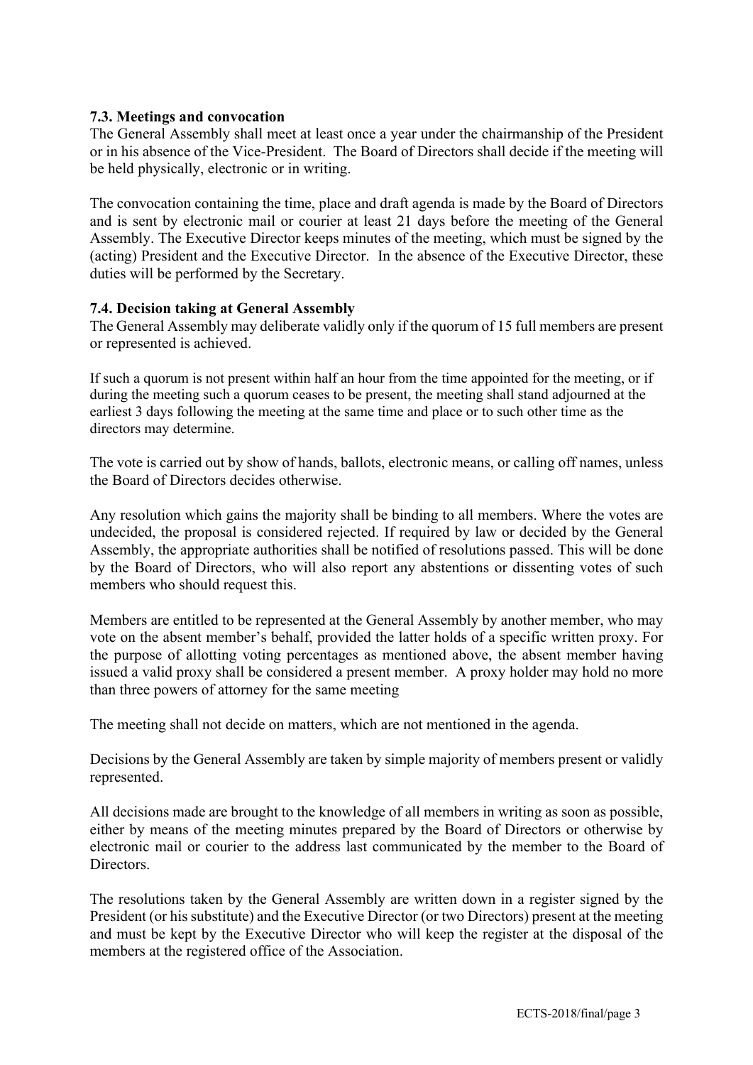### 7.3. Meetings and convocation

The General Assembly shall meet at least once a year under the chairmanship of the President or in his absence of the Vice-President. The Board of Directors shall decide if the meeting will be held physically, electronic or in writing.

The convocation containing the time, place and draft agenda is made by the Board of Directors and is sent by electronic mail or courier at least 21 days before the meeting of the General Assembly. The Executive Director keeps minutes of the meeting, which must be signed by the (acting) President and the Executive Director. In the absence of the Executive Director, these duties will be performed by the Secretary.

### 7.4. Decision taking at General Assembly

The General Assembly may deliberate validly only if the quorum of 15 full members are present or represented is achieved.

If such a quorum is not present within half an hour from the time appointed for the meeting, or if during the meeting such a quorum ceases to be present, the meeting shall stand adjourned at the earliest 3 days following the meeting at the same time and place or to such other time as the directors may determine.

The vote is carried out by show of hands, ballots, electronic means, or calling off names, unless the Board of Directors decides otherwise.

Any resolution which gains the majority shall be binding to all members. Where the votes are undecided, the proposal is considered rejected. If required by law or decided by the General Assembly, the appropriate authorities shall be notified of resolutions passed. This will be done by the Board of Directors, who will also report any abstentions or dissenting votes of such members who should request this.

Members are entitled to be represented at the General Assembly by another member, who may vote on the absent member's behalf, provided the latter holds of a specific written proxy. For the purpose of allotting voting percentages as mentioned above, the absent member having issued a valid proxy shall be considered a present member. A proxy holder may hold no more than three powers of attorney for the same meeting

The meeting shall not decide on matters, which are not mentioned in the agenda.

Decisions by the General Assembly are taken by simple majority of members present or validly represented.

All decisions made are brought to the knowledge of all members in writing as soon as possible, either by means of the meeting minutes prepared by the Board of Directors or otherwise by electronic mail or courier to the address last communicated by the member to the Board of Directors.

The resolutions taken by the General Assembly are written down in a register signed by the President (or his substitute) and the Executive Director (or two Directors) present at the meeting and must be kept by the Executive Director who will keep the register at the disposal of the members at the registered office of the Association.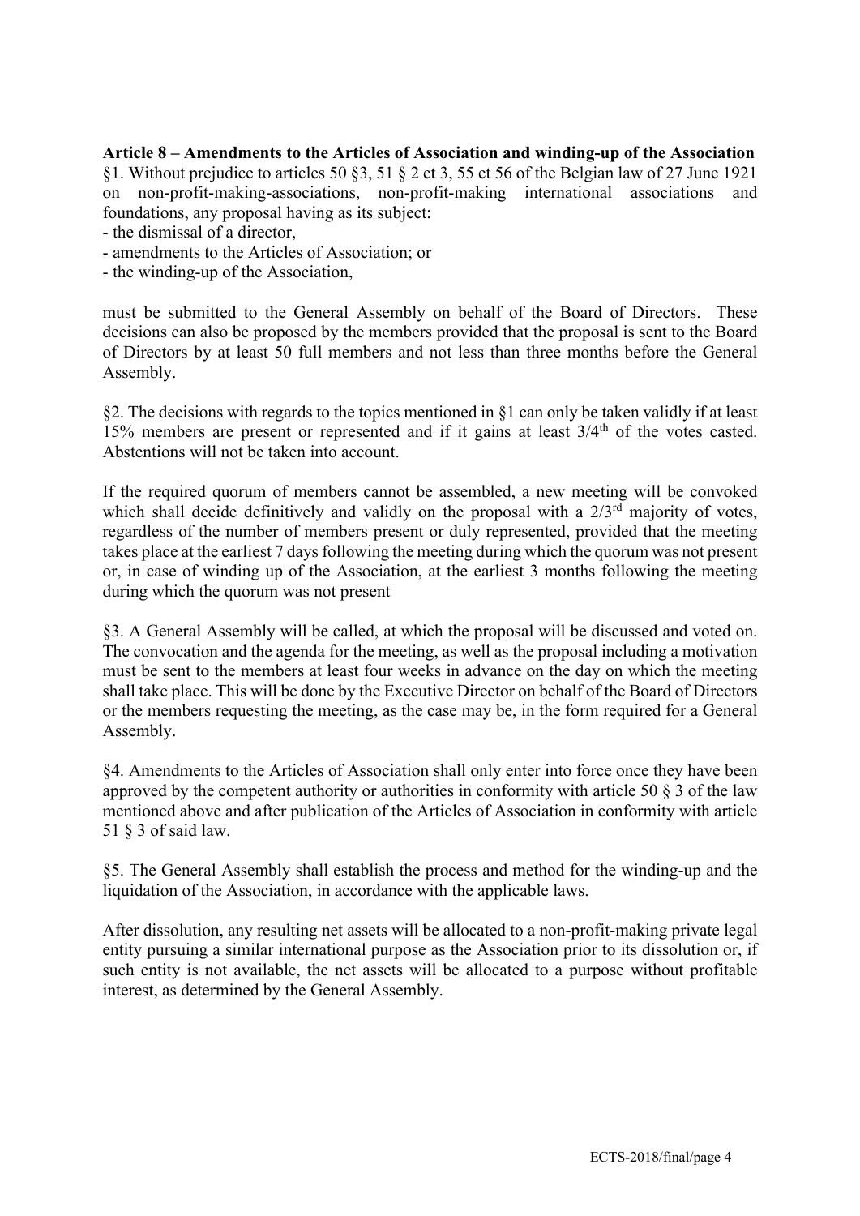**Article 8 – Amendments to the Articles of Association and winding-up of the Association**

§1. Without prejudice to articles 50 §3, 51 § 2 et 3, 55 et 56 of the Belgian law of 27 June 1921 on non-profit-making-associations, non-profit-making international associations and foundations, any proposal having as its subject:

- the dismissal of a director,
- amendments to the Articles of Association; or
- the winding-up of the Association,

must be submitted to the General Assembly on behalf of the Board of Directors. These decisions can also be proposed by the members provided that the proposal is sent to the Board of Directors by at least 50 full members and not less than three months before the General Assembly.

§2. The decisions with regards to the topics mentioned in §1 can only be taken validly if at least 15% members are present or represented and if it gains at least 3/4th of the votes casted. Abstentions will not be taken into account.

If the required quorum of members cannot be assembled, a new meeting will be convoked which shall decide definitively and validly on the proposal with a 2/3rd majority of votes, regardless of the number of members present or duly represented, provided that the meeting takes place at the earliest 7 days following the meeting during which the quorum was not present or, in case of winding up of the Association, at the earliest 3 months following the meeting during which the quorum was not present

§3. A General Assembly will be called, at which the proposal will be discussed and voted on. The convocation and the agenda for the meeting, as well as the proposal including a motivation must be sent to the members at least four weeks in advance on the day on which the meeting shall take place. This will be done by the Executive Director on behalf of the Board of Directors or the members requesting the meeting, as the case may be, in the form required for a General Assembly.

§4. Amendments to the Articles of Association shall only enter into force once they have been approved by the competent authority or authorities in conformity with article 50 § 3 of the law mentioned above and after publication of the Articles of Association in conformity with article 51 § 3 of said law.

§5. The General Assembly shall establish the process and method for the winding-up and the liquidation of the Association, in accordance with the applicable laws.

After dissolution, any resulting net assets will be allocated to a non-profit-making private legal entity pursuing a similar international purpose as the Association prior to its dissolution or, if such entity is not available, the net assets will be allocated to a purpose without profitable interest, as determined by the General Assembly.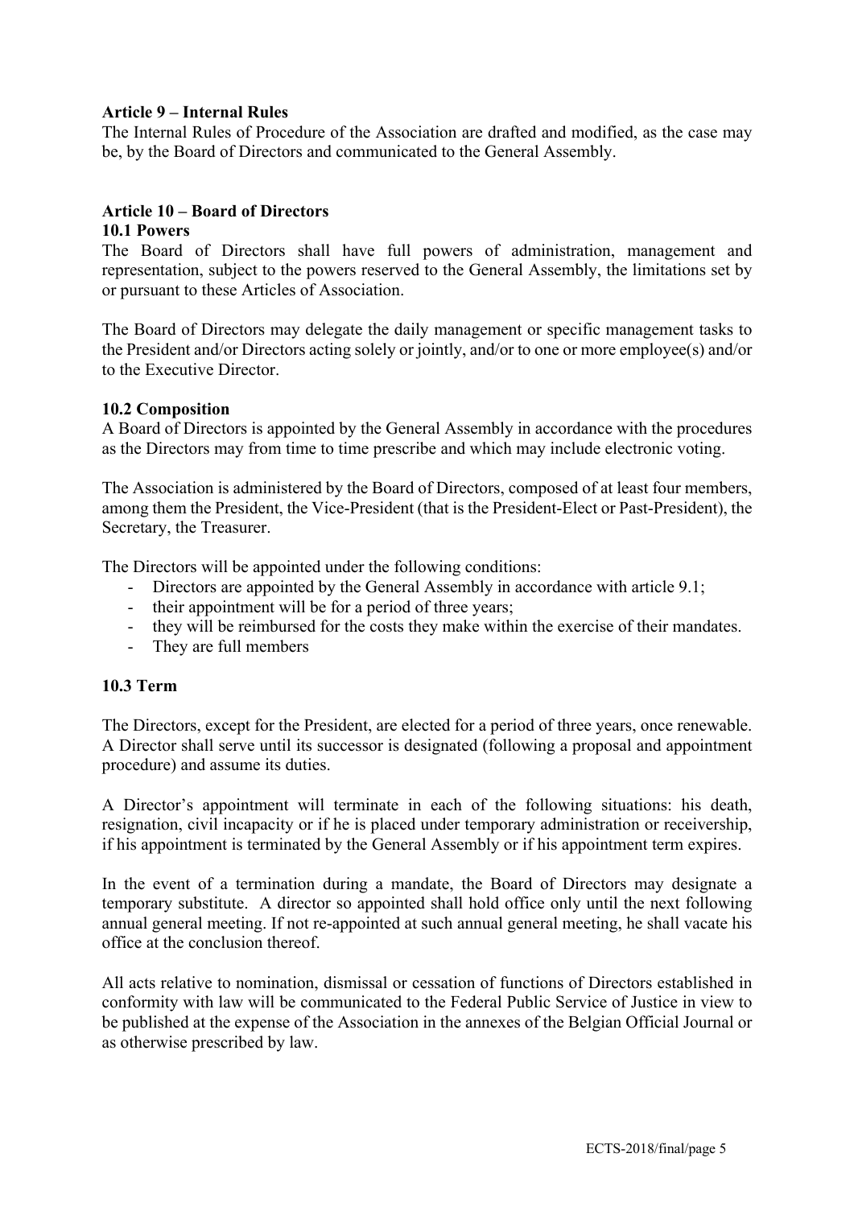**Article 9 – Internal Rules**

The Internal Rules of Procedure of the Association are drafted and modified, as the case may be, by the Board of Directors and communicated to the General Assembly.

**Article 10 – Board of Directors**

**10.1 Powers**

The Board of Directors shall have full powers of administration, management and representation, subject to the powers reserved to the General Assembly, the limitations set by or pursuant to these Articles of Association.

The Board of Directors may delegate the daily management or specific management tasks to the President and/or Directors acting solely or jointly, and/or to one or more employee(s) and/or to the Executive Director.

**10.2 Composition**

A Board of Directors is appointed by the General Assembly in accordance with the procedures as the Directors may from time to time prescribe and which may include electronic voting.

The Association is administered by the Board of Directors, composed of at least four members, among them the President, the Vice-President (that is the President-Elect or Past-President), the Secretary, the Treasurer.

The Directors will be appointed under the following conditions:

- Directors are appointed by the General Assembly in accordance with article 9.1;
- their appointment will be for a period of three years;
- they will be reimbursed for the costs they make within the exercise of their mandates.
- They are full members

**10.3 Term**

The Directors, except for the President, are elected for a period of three years, once renewable. A Director shall serve until its successor is designated (following a proposal and appointment procedure) and assume its duties.

A Director's appointment will terminate in each of the following situations: his death, resignation, civil incapacity or if he is placed under temporary administration or receivership, if his appointment is terminated by the General Assembly or if his appointment term expires.

In the event of a termination during a mandate, the Board of Directors may designate a temporary substitute. A director so appointed shall hold office only until the next following annual general meeting. If not re-appointed at such annual general meeting, he shall vacate his office at the conclusion thereof.

All acts relative to nomination, dismissal or cessation of functions of Directors established in conformity with law will be communicated to the Federal Public Service of Justice in view to be published at the expense of the Association in the annexes of the Belgian Official Journal or as otherwise prescribed by law.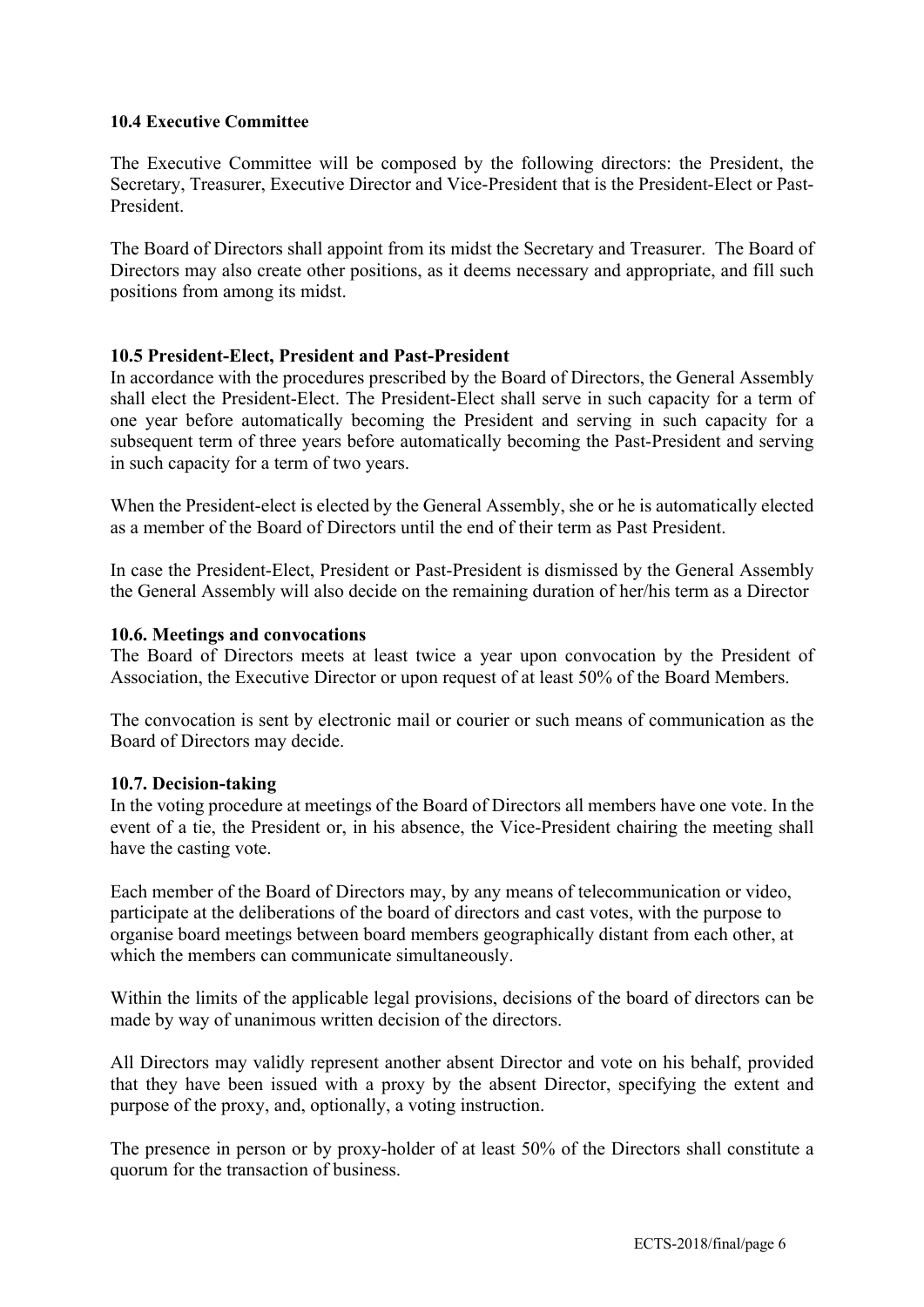### 10.4 Executive Committee

The Executive Committee will be composed by the following directors: the President, the Secretary, Treasurer, Executive Director and Vice-President that is the President-Elect or Past-President.

The Board of Directors shall appoint from its midst the Secretary and Treasurer. The Board of Directors may also create other positions, as it deems necessary and appropriate, and fill such positions from among its midst.

### 10.5 President-Elect, President and Past-President

In accordance with the procedures prescribed by the Board of Directors, the General Assembly shall elect the President-Elect. The President-Elect shall serve in such capacity for a term of one year before automatically becoming the President and serving in such capacity for a subsequent term of three years before automatically becoming the Past-President and serving in such capacity for a term of two years.

When the President-elect is elected by the General Assembly, she or he is automatically elected as a member of the Board of Directors until the end of their term as Past President.

In case the President-Elect, President or Past-President is dismissed by the General Assembly the General Assembly will also decide on the remaining duration of her/his term as a Director

### 10.6. Meetings and convocations

The Board of Directors meets at least twice a year upon convocation by the President of Association, the Executive Director or upon request of at least 50% of the Board Members.

The convocation is sent by electronic mail or courier or such means of communication as the Board of Directors may decide.

### 10.7. Decision-taking

In the voting procedure at meetings of the Board of Directors all members have one vote. In the event of a tie, the President or, in his absence, the Vice-President chairing the meeting shall have the casting vote.

Each member of the Board of Directors may, by any means of telecommunication or video, participate at the deliberations of the board of directors and cast votes, with the purpose to organise board meetings between board members geographically distant from each other, at which the members can communicate simultaneously.

Within the limits of the applicable legal provisions, decisions of the board of directors can be made by way of unanimous written decision of the directors.

All Directors may validly represent another absent Director and vote on his behalf, provided that they have been issued with a proxy by the absent Director, specifying the extent and purpose of the proxy, and, optionally, a voting instruction.

The presence in person or by proxy-holder of at least 50% of the Directors shall constitute a quorum for the transaction of business.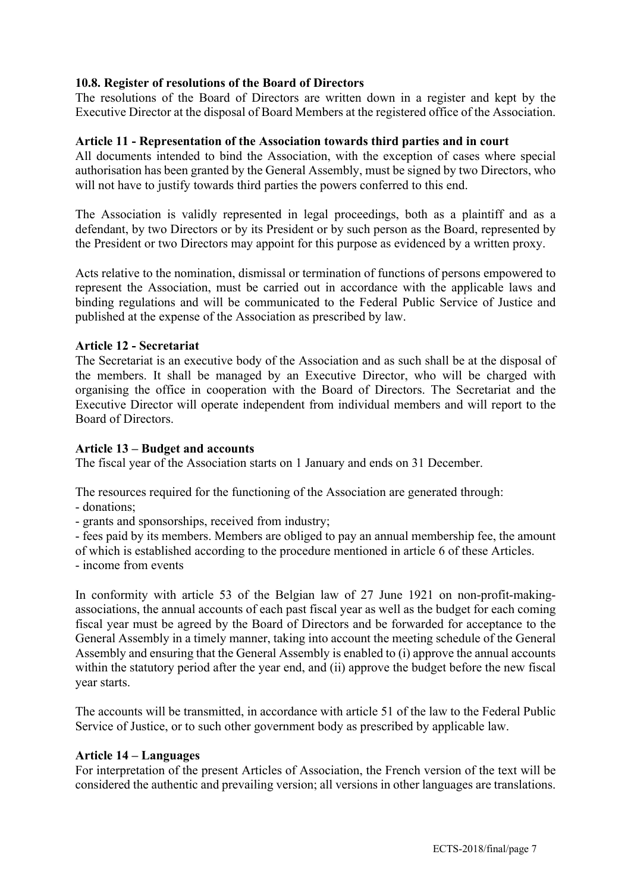**10.8. Register of resolutions of the Board of Directors**

The resolutions of the Board of Directors are written down in a register and kept by the Executive Director at the disposal of Board Members at the registered office of the Association.

**Article 11 - Representation of the Association towards third parties and in court**

All documents intended to bind the Association, with the exception of cases where special authorisation has been granted by the General Assembly, must be signed by two Directors, who will not have to justify towards third parties the powers conferred to this end.

The Association is validly represented in legal proceedings, both as a plaintiff and as a defendant, by two Directors or by its President or by such person as the Board, represented by the President or two Directors may appoint for this purpose as evidenced by a written proxy.

Acts relative to the nomination, dismissal or termination of functions of persons empowered to represent the Association, must be carried out in accordance with the applicable laws and binding regulations and will be communicated to the Federal Public Service of Justice and published at the expense of the Association as prescribed by law.

**Article 12 - Secretariat**

The Secretariat is an executive body of the Association and as such shall be at the disposal of the members. It shall be managed by an Executive Director, who will be charged with organising the office in cooperation with the Board of Directors. The Secretariat and the Executive Director will operate independent from individual members and will report to the Board of Directors.

**Article 13 – Budget and accounts**

The fiscal year of the Association starts on 1 January and ends on 31 December.

The resources required for the functioning of the Association are generated through:
- donations;
- grants and sponsorships, received from industry;
- fees paid by its members. Members are obliged to pay an annual membership fee, the amount of which is established according to the procedure mentioned in article 6 of these Articles.
- income from events

In conformity with article 53 of the Belgian law of 27 June 1921 on non-profit-making-associations, the annual accounts of each past fiscal year as well as the budget for each coming fiscal year must be agreed by the Board of Directors and be forwarded for acceptance to the General Assembly in a timely manner, taking into account the meeting schedule of the General Assembly and ensuring that the General Assembly is enabled to (i) approve the annual accounts within the statutory period after the year end, and (ii) approve the budget before the new fiscal year starts.

The accounts will be transmitted, in accordance with article 51 of the law to the Federal Public Service of Justice, or to such other government body as prescribed by applicable law.

**Article 14 – Languages**

For interpretation of the present Articles of Association, the French version of the text will be considered the authentic and prevailing version; all versions in other languages are translations.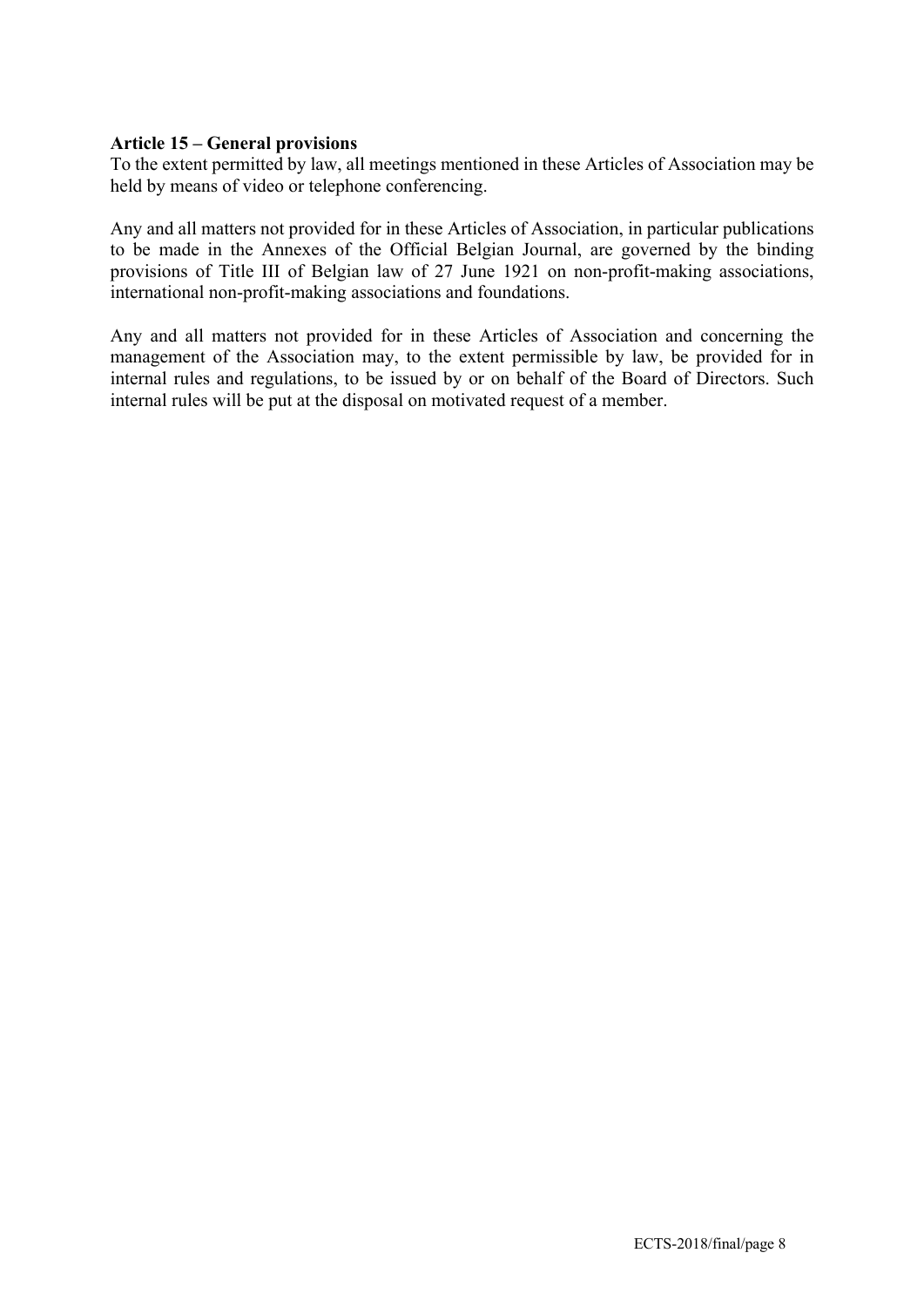**Article 15 – General provisions**
To the extent permitted by law, all meetings mentioned in these Articles of Association may be held by means of video or telephone conferencing.

Any and all matters not provided for in these Articles of Association, in particular publications to be made in the Annexes of the Official Belgian Journal, are governed by the binding provisions of Title III of Belgian law of 27 June 1921 on non-profit-making associations, international non-profit-making associations and foundations.

Any and all matters not provided for in these Articles of Association and concerning the management of the Association may, to the extent permissible by law, be provided for in internal rules and regulations, to be issued by or on behalf of the Board of Directors. Such internal rules will be put at the disposal on motivated request of a member.